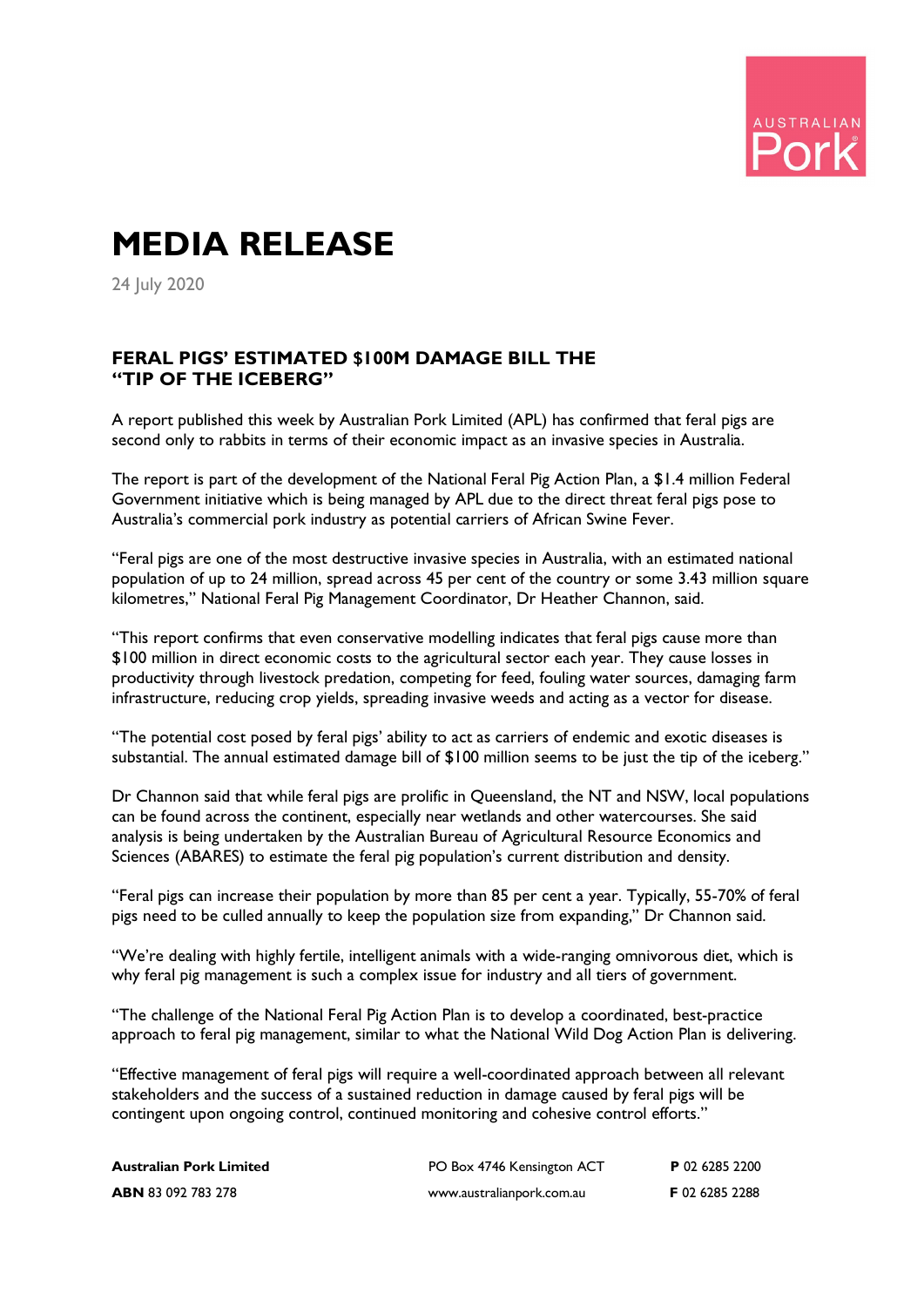# MEDIA RELEASE

24 July 2020

## FERAL PIGS' ESTIMATED $100M DAMAGE BILL THE "TIP OF THE ICEBERG"

A report published this week by Australian Pork Limited (APL) has confirmed that feral pigs are second only to rabbits in terms of their economic impact as an invasive species in Australia.

The report is part of the development of the National Feral Pig Action Plan, a $1.4 million Federal Government initiative which is being managed by APL due to the direct threat feral pigs pose to Australia's commercial pork industry as potential carriers of African Swine Fever.

"Feral pigs are one of the most destructive invasive species in Australia, with an estimated national population of up to 24 million, spread across 45 per cent of the country or some 3.43 million square kilometres," National Feral Pig Management Coordinator, Dr Heather Channon, said.

"This report confirms that even conservative modelling indicates that feral pigs cause more than $100 million in direct economic costs to the agricultural sector each year. They cause losses in productivity through livestock predation, competing for feed, fouling water sources, damaging farm infrastructure, reducing crop yields, spreading invasive weeds and acting as a vector for disease.

"The potential cost posed by feral pigs' ability to act as carriers of endemic and exotic diseases is substantial. The annual estimated damage bill of $100 million seems to be just the tip of the iceberg."

Dr Channon said that while feral pigs are prolific in Queensland, the NT and NSW, local populations can be found across the continent, especially near wetlands and other watercourses. She said analysis is being undertaken by the Australian Bureau of Agricultural Resource Economics and Sciences (ABARES) to estimate the feral pig population's current distribution and density.

"Feral pigs can increase their population by more than 85 per cent a year. Typically, 55-70% of feral pigs need to be culled annually to keep the population size from expanding," Dr Channon said.

"We're dealing with highly fertile, intelligent animals with a wide-ranging omnivorous diet, which is why feral pig management is such a complex issue for industry and all tiers of government.

"The challenge of the National Feral Pig Action Plan is to develop a coordinated, best-practice approach to feral pig management, similar to what the National Wild Dog Action Plan is delivering.

"Effective management of feral pigs will require a well-coordinated approach between all relevant stakeholders and the success of a sustained reduction in damage caused by feral pigs will be contingent upon ongoing control, continued monitoring and cohesive control efforts."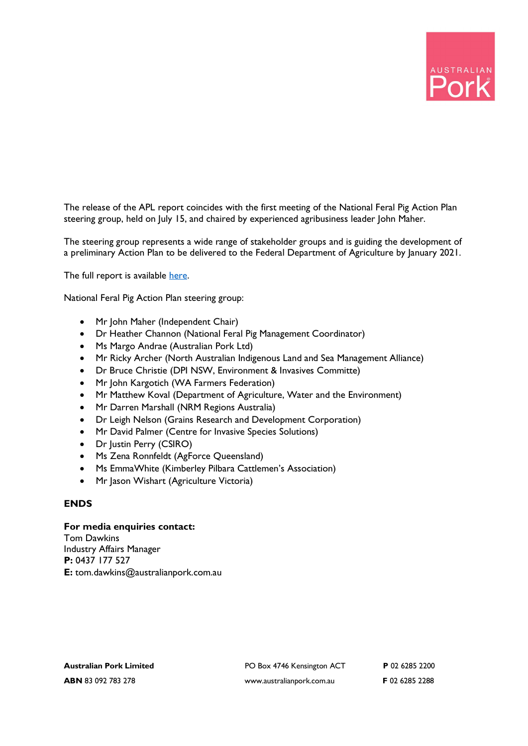The release of the APL report coincides with the first meeting of the National Feral Pig Action Plan steering group, held on July 15, and chaired by experienced agribusiness leader John Maher.

The steering group represents a wide range of stakeholder groups and is guiding the development of a preliminary Action Plan to be delivered to the Federal Department of Agriculture by January 2021.

The full report is available here.

National Feral Pig Action Plan steering group:

- Mr John Maher (Independent Chair)
- Dr Heather Channon (National Feral Pig Management Coordinator)
- Ms Margo Andrae (Australian Pork Ltd)
- Mr Ricky Archer (North Australian Indigenous Land and Sea Management Alliance)
- Dr Bruce Christie (DPI NSW, Environment & Invasives Committe)
- Mr John Kargotich (WA Farmers Federation)
- Mr Matthew Koval (Department of Agriculture, Water and the Environment)
- Mr Darren Marshall (NRM Regions Australia)
- Dr Leigh Nelson (Grains Research and Development Corporation)
- Mr David Palmer (Centre for Invasive Species Solutions)
- Dr Justin Perry (CSIRO)
- Ms Zena Ronnfeldt (AgForce Queensland)
- Ms EmmaWhite (Kimberley Pilbara Cattlemen's Association)
- Mr Jason Wishart (Agriculture Victoria)

**ENDS**

**For media enquiries contact:**
Tom Dawkins
Industry Affairs Manager
**P:** 0437 177 527
**E:** tom.dawkins@australianpork.com.au